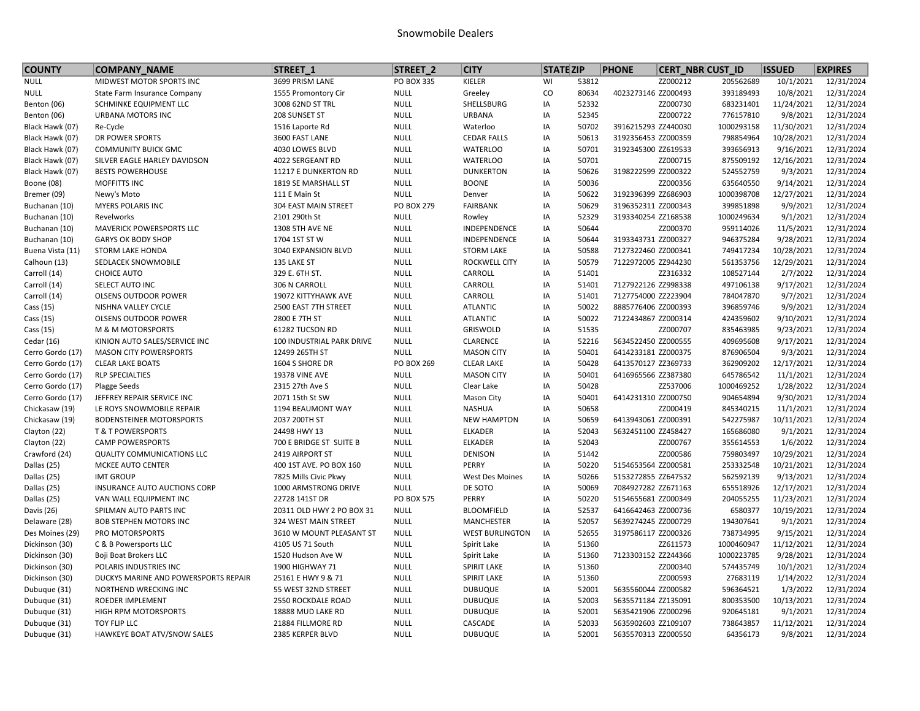# Snowmobile Dealers

| COUNTY | COMPANY_NAME | STREET_1 | STREET_2 | CITY | STATE | ZIP | PHONE | CERT_NBR | CUST_ID | ISSUED | EXPIRES |
|---|---|---|---|---|---|---|---|---|---|---|---|
| NULL | MIDWEST MOTOR SPORTS INC | 3699 PRISM LANE | PO BOX 335 | KIELER | WI | 53812 | | ZZ000212 | 205562689 | 10/1/2021 | 12/31/2024 |
| NULL | State Farm Insurance Company | 1555 Promontory Cir | NULL | Greeley | CO | 80634 | 4023273146 | ZZ000493 | 393189493 | 10/8/2021 | 12/31/2024 |
| Benton (06) | SCHMINKE EQUIPMENT LLC | 3008 62ND ST TRL | NULL | SHELLSBURG | IA | 52332 | | ZZ000730 | 683231401 | 11/24/2021 | 12/31/2024 |
| Benton (06) | URBANA MOTORS INC | 208 SUNSET ST | NULL | URBANA | IA | 52345 | | ZZ000722 | 776157810 | 9/8/2021 | 12/31/2024 |
| Black Hawk (07) | Re-Cycle | 1516 Laporte Rd | NULL | Waterloo | IA | 50702 | 3916215293 | ZZ440030 | 1000293158 | 11/30/2021 | 12/31/2024 |
| Black Hawk (07) | DR POWER SPORTS | 3600 FAST LANE | NULL | CEDAR FALLS | IA | 50613 | 3192356453 | ZZ000359 | 798854964 | 10/28/2021 | 12/31/2024 |
| Black Hawk (07) | COMMUNITY BUICK GMC | 4030 LOWES BLVD | NULL | WATERLOO | IA | 50701 | 3192345300 | ZZ619533 | 393656913 | 9/16/2021 | 12/31/2024 |
| Black Hawk (07) | SILVER EAGLE HARLEY DAVIDSON | 4022 SERGEANT RD | NULL | WATERLOO | IA | 50701 | | ZZ000715 | 875509192 | 12/16/2021 | 12/31/2024 |
| Black Hawk (07) | BESTS POWERHOUSE | 11217 E DUNKERTON RD | NULL | DUNKERTON | IA | 50626 | 3198222599 | ZZ000322 | 524552759 | 9/3/2021 | 12/31/2024 |
| Boone (08) | MOFFITTS INC | 1819 SE MARSHALL ST | NULL | BOONE | IA | 50036 | | ZZ000356 | 635640550 | 9/14/2021 | 12/31/2024 |
| Bremer (09) | Newy's Moto | 111 E Main St | NULL | Denver | IA | 50622 | 3192396399 | ZZ686903 | 1000398708 | 12/27/2021 | 12/31/2024 |
| Buchanan (10) | MYERS POLARIS INC | 304 EAST MAIN STREET | PO BOX 279 | FAIRBANK | IA | 50629 | 3196352311 | ZZ000343 | 399851898 | 9/9/2021 | 12/31/2024 |
| Buchanan (10) | Revelworks | 2101 290th St | NULL | Rowley | IA | 52329 | 3193340254 | ZZ168538 | 1000249634 | 9/1/2021 | 12/31/2024 |
| Buchanan (10) | MAVERICK POWERSPORTS LLC | 1308 5TH AVE NE | NULL | INDEPENDENCE | IA | 50644 | | ZZ000370 | 959114026 | 11/5/2021 | 12/31/2024 |
| Buchanan (10) | GARYS OK BODY SHOP | 1704 1ST ST W | NULL | INDEPENDENCE | IA | 50644 | 3193343731 | ZZ000327 | 946375284 | 9/28/2021 | 12/31/2024 |
| Buena Vista (11) | STORM LAKE HONDA | 3040 EXPANSION BLVD | NULL | STORM LAKE | IA | 50588 | 7127322460 | ZZ000341 | 749417234 | 10/28/2021 | 12/31/2024 |
| Calhoun (13) | SEDLACEK SNOWMOBILE | 135 LAKE ST | NULL | ROCKWELL CITY | IA | 50579 | 7122972005 | ZZ944230 | 561353756 | 12/29/2021 | 12/31/2024 |
| Carroll (14) | CHOICE AUTO | 329 E. 6TH ST. | NULL | CARROLL | IA | 51401 | | ZZ316332 | 108527144 | 2/7/2022 | 12/31/2024 |
| Carroll (14) | SELECT AUTO INC | 306 N CARROLL | NULL | CARROLL | IA | 51401 | 7127922126 | ZZ998338 | 497106138 | 9/17/2021 | 12/31/2024 |
| Carroll (14) | OLSENS OUTDOOR POWER | 19072 KITTYHAWK AVE | NULL | CARROLL | IA | 51401 | 7127754000 | ZZ223904 | 784047870 | 9/7/2021 | 12/31/2024 |
| Cass (15) | NISHNA VALLEY CYCLE | 2500 EAST 7TH STREET | NULL | ATLANTIC | IA | 50022 | 8885776406 | ZZ000393 | 396859746 | 9/9/2021 | 12/31/2024 |
| Cass (15) | OLSENS OUTDOOR POWER | 2800 E 7TH ST | NULL | ATLANTIC | IA | 50022 | 7122434867 | ZZ000314 | 424359602 | 9/10/2021 | 12/31/2024 |
| Cass (15) | M & M MOTORSPORTS | 61282 TUCSON RD | NULL | GRISWOLD | IA | 51535 | | ZZ000707 | 835463985 | 9/23/2021 | 12/31/2024 |
| Cedar (16) | KINION AUTO SALES/SERVICE INC | 100 INDUSTRIAL PARK DRIVE | NULL | CLARENCE | IA | 52216 | 5634522450 | ZZ000555 | 409695608 | 9/17/2021 | 12/31/2024 |
| Cerro Gordo (17) | MASON CITY POWERSPORTS | 12499 265TH ST | NULL | MASON CITY | IA | 50401 | 6414233181 | ZZ000375 | 876906504 | 9/3/2021 | 12/31/2024 |
| Cerro Gordo (17) | CLEAR LAKE BOATS | 1604 S SHORE DR | PO BOX 269 | CLEAR LAKE | IA | 50428 | 6413570127 | ZZ369733 | 362909202 | 12/17/2021 | 12/31/2024 |
| Cerro Gordo (17) | RLP SPECIALTIES | 19378 VINE AVE | NULL | MASON CITY | IA | 50401 | 6416965566 | ZZ387380 | 645786542 | 11/1/2021 | 12/31/2024 |
| Cerro Gordo (17) | Plagge Seeds | 2315 27th Ave S | NULL | Clear Lake | IA | 50428 | | ZZ537006 | 1000469252 | 1/28/2022 | 12/31/2024 |
| Cerro Gordo (17) | JEFFREY REPAIR SERVICE INC | 2071 15th St SW | NULL | Mason City | IA | 50401 | 6414231310 | ZZ000750 | 904654894 | 9/30/2021 | 12/31/2024 |
| Chickasaw (19) | LE ROYS SNOWMOBILE REPAIR | 1194 BEAUMONT WAY | NULL | NASHUA | IA | 50658 | | ZZ000419 | 845340215 | 11/1/2021 | 12/31/2024 |
| Chickasaw (19) | BODENSTEINER MOTORSPORTS | 2037 200TH ST | NULL | NEW HAMPTON | IA | 50659 | 6413943061 | ZZ000391 | 542275987 | 10/11/2021 | 12/31/2024 |
| Clayton (22) | T & T POWERSPORTS | 24498 HWY 13 | NULL | ELKADER | IA | 52043 | 5632451100 | ZZ458427 | 165686080 | 9/1/2021 | 12/31/2024 |
| Clayton (22) | CAMP POWERSPORTS | 700 E BRIDGE ST SUITE B | NULL | ELKADER | IA | 52043 | | ZZ000767 | 355614553 | 1/6/2022 | 12/31/2024 |
| Crawford (24) | QUALITY COMMUNICATIONS LLC | 2419 AIRPORT ST | NULL | DENISON | IA | 51442 | | ZZ000586 | 759803497 | 10/29/2021 | 12/31/2024 |
| Dallas (25) | MCKEE AUTO CENTER | 400 1ST AVE. PO BOX 160 | NULL | PERRY | IA | 50220 | 5154653564 | ZZ000581 | 253332548 | 10/21/2021 | 12/31/2024 |
| Dallas (25) | IMT GROUP | 7825 Mills Civic Pkwy | NULL | West Des Moines | IA | 50266 | 5153272855 | ZZ647532 | 562592139 | 9/13/2021 | 12/31/2024 |
| Dallas (25) | INSURANCE AUTO AUCTIONS CORP | 1000 ARMSTRONG DRIVE | NULL | DE SOTO | IA | 50069 | 7084927282 | ZZ671163 | 655518926 | 12/17/2021 | 12/31/2024 |
| Dallas (25) | VAN WALL EQUIPMENT INC | 22728 141ST DR | PO BOX 575 | PERRY | IA | 50220 | 5154655681 | ZZ000349 | 204055255 | 11/23/2021 | 12/31/2024 |
| Davis (26) | SPILMAN AUTO PARTS INC | 20311 OLD HWY 2 PO BOX 31 | NULL | BLOOMFIELD | IA | 52537 | 6416642463 | ZZ000736 | 6580377 | 10/19/2021 | 12/31/2024 |
| Delaware (28) | BOB STEPHEN MOTORS INC | 324 WEST MAIN STREET | NULL | MANCHESTER | IA | 52057 | 5639274245 | ZZ000729 | 194307641 | 9/1/2021 | 12/31/2024 |
| Des Moines (29) | PRO MOTORSPORTS | 3610 W MOUNT PLEASANT ST | NULL | WEST BURLINGTON | IA | 52655 | 3197586117 | ZZ000326 | 738734995 | 9/15/2021 | 12/31/2024 |
| Dickinson (30) | C & B Powersports LLC | 4105 US 71 South | NULL | Spirit Lake | IA | 51360 | | ZZ611573 | 1000460947 | 11/12/2021 | 12/31/2024 |
| Dickinson (30) | Boji Boat Brokers LLC | 1520 Hudson Ave W | NULL | Spirit Lake | IA | 51360 | 7123303152 | ZZ244366 | 1000223785 | 9/28/2021 | 12/31/2024 |
| Dickinson (30) | POLARIS INDUSTRIES INC | 1900 HIGHWAY 71 | NULL | SPIRIT LAKE | IA | 51360 | | ZZ000340 | 574435749 | 10/1/2021 | 12/31/2024 |
| Dickinson (30) | DUCKYS MARINE AND POWERSPORTS REPAIR | 25161 E HWY 9 & 71 | NULL | SPIRIT LAKE | IA | 51360 | | ZZ000593 | 27683119 | 1/14/2022 | 12/31/2024 |
| Dubuque (31) | NORTHEND WRECKING INC | 55 WEST 32ND STREET | NULL | DUBUQUE | IA | 52001 | 5635560044 | ZZ000582 | 596364521 | 1/3/2022 | 12/31/2024 |
| Dubuque (31) | ROEDER IMPLEMENT | 2550 ROCKDALE ROAD | NULL | DUBUQUE | IA | 52003 | 5635571184 | ZZ135091 | 800353500 | 10/13/2021 | 12/31/2024 |
| Dubuque (31) | HIGH RPM MOTORSPORTS | 18888 MUD LAKE RD | NULL | DUBUQUE | IA | 52001 | 5635421906 | ZZ000296 | 920645181 | 9/1/2021 | 12/31/2024 |
| Dubuque (31) | TOY FLIP LLC | 21884 FILLMORE RD | NULL | CASCADE | IA | 52033 | 5635902603 | ZZ109107 | 738643857 | 11/12/2021 | 12/31/2024 |
| Dubuque (31) | HAWKEYE BOAT ATV/SNOW SALES | 2385 KERPER BLVD | NULL | DUBUQUE | IA | 52001 | 5635570313 | ZZ000550 | 64356173 | 9/8/2021 | 12/31/2024 |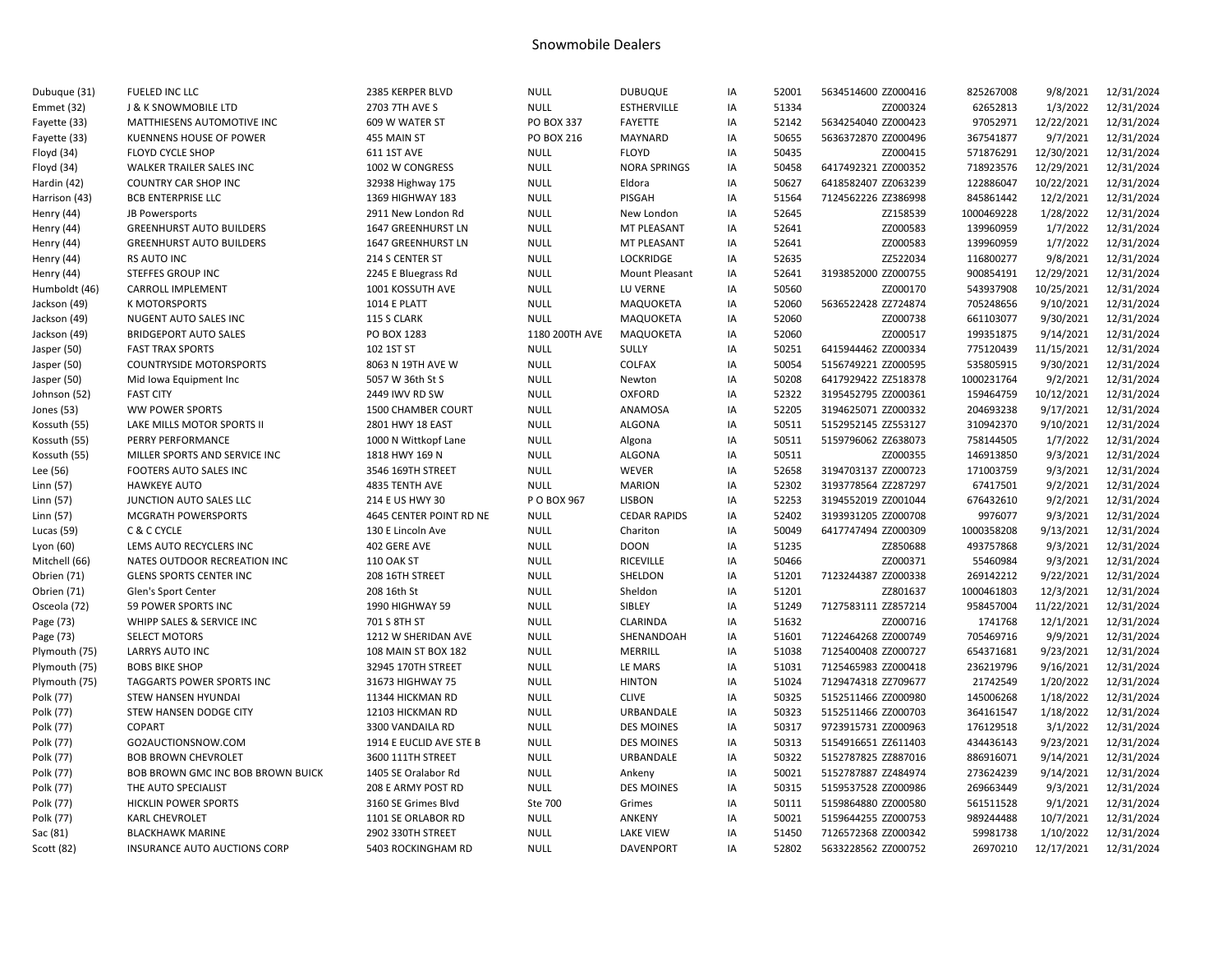| | | | | | | | | | | | |
|---|---|---|---|---|---|---|---|---|---|---|---|
| Dubuque (31) | FUELED INC LLC | 2385 KERPER BLVD | NULL | DUBUQUE | IA | 52001 | 5634514600 | ZZ000416 | 825267008 | 9/8/2021 | 12/31/2024 |
| Emmet (32) | J & K SNOWMOBILE LTD | 2703 7TH AVE S | NULL | ESTHERVILLE | IA | 51334 | | ZZ000324 | 62652813 | 1/3/2022 | 12/31/2024 |
| Fayette (33) | MATTHIESENS AUTOMOTIVE INC | 609 W WATER ST | PO BOX 337 | FAYETTE | IA | 52142 | 5634254040 | ZZ000423 | 97052971 | 12/22/2021 | 12/31/2024 |
| Fayette (33) | KUENNENS HOUSE OF POWER | 455 MAIN ST | PO BOX 216 | MAYNARD | IA | 50655 | 5636372870 | ZZ000496 | 367541877 | 9/7/2021 | 12/31/2024 |
| Floyd (34) | FLOYD CYCLE SHOP | 611 1ST AVE | NULL | FLOYD | IA | 50435 | | ZZ000415 | 571876291 | 12/30/2021 | 12/31/2024 |
| Floyd (34) | WALKER TRAILER SALES INC | 1002 W CONGRESS | NULL | NORA SPRINGS | IA | 50458 | 6417492321 | ZZ000352 | 718923576 | 12/29/2021 | 12/31/2024 |
| Hardin (42) | COUNTRY CAR SHOP INC | 32938 Highway 175 | NULL | Eldora | IA | 50627 | 6418582407 | ZZ063239 | 122886047 | 10/22/2021 | 12/31/2024 |
| Harrison (43) | BCB ENTERPRISE LLC | 1369 HIGHWAY 183 | NULL | PISGAH | IA | 51564 | 7124562226 | ZZ386998 | 845861442 | 12/2/2021 | 12/31/2024 |
| Henry (44) | JB Powersports | 2911 New London Rd | NULL | New London | IA | 52645 | | ZZ158539 | 1000469228 | 1/28/2022 | 12/31/2024 |
| Henry (44) | GREENHURST AUTO BUILDERS | 1647 GREENHURST LN | NULL | MT PLEASANT | IA | 52641 | | ZZ000583 | 139960959 | 1/7/2022 | 12/31/2024 |
| Henry (44) | GREENHURST AUTO BUILDERS | 1647 GREENHURST LN | NULL | MT PLEASANT | IA | 52641 | | ZZ000583 | 139960959 | 1/7/2022 | 12/31/2024 |
| Henry (44) | RS AUTO INC | 214 S CENTER ST | NULL | LOCKRIDGE | IA | 52635 | | ZZ522034 | 116800277 | 9/8/2021 | 12/31/2024 |
| Henry (44) | STEFFES GROUP INC | 2245 E Bluegrass Rd | NULL | Mount Pleasant | IA | 52641 | 3193852000 | ZZ000755 | 900854191 | 12/29/2021 | 12/31/2024 |
| Humboldt (46) | CARROLL IMPLEMENT | 1001 KOSSUTH AVE | NULL | LU VERNE | IA | 50560 | | ZZ000170 | 543937908 | 10/25/2021 | 12/31/2024 |
| Jackson (49) | K MOTORSPORTS | 1014 E PLATT | NULL | MAQUOKETA | IA | 52060 | 5636522428 | ZZ724874 | 705248656 | 9/10/2021 | 12/31/2024 |
| Jackson (49) | NUGENT AUTO SALES INC | 115 S CLARK | NULL | MAQUOKETA | IA | 52060 | | ZZ000738 | 661103077 | 9/30/2021 | 12/31/2024 |
| Jackson (49) | BRIDGEPORT AUTO SALES | PO BOX 1283 | 1180 200TH AVE | MAQUOKETA | IA | 52060 | | ZZ000517 | 199351875 | 9/14/2021 | 12/31/2024 |
| Jasper (50) | FAST TRAX SPORTS | 102 1ST ST | NULL | SULLY | IA | 50251 | 6415944462 | ZZ000334 | 775120439 | 11/15/2021 | 12/31/2024 |
| Jasper (50) | COUNTRYSIDE MOTORSPORTS | 8063 N 19TH AVE W | NULL | COLFAX | IA | 50054 | 5156749221 | ZZ000595 | 535805915 | 9/30/2021 | 12/31/2024 |
| Jasper (50) | Mid Iowa Equipment Inc | 5057 W 36th St S | NULL | Newton | IA | 50208 | 6417929422 | ZZ518378 | 1000231764 | 9/2/2021 | 12/31/2024 |
| Johnson (52) | FAST CITY | 2449 IWV RD SW | NULL | OXFORD | IA | 52322 | 3195452795 | ZZ000361 | 159464759 | 10/12/2021 | 12/31/2024 |
| Jones (53) | WW POWER SPORTS | 1500 CHAMBER COURT | NULL | ANAMOSA | IA | 52205 | 3194625071 | ZZ000332 | 204693238 | 9/17/2021 | 12/31/2024 |
| Kossuth (55) | LAKE MILLS MOTOR SPORTS II | 2801 HWY 18 EAST | NULL | ALGONA | IA | 50511 | 5152952145 | ZZ553127 | 310942370 | 9/10/2021 | 12/31/2024 |
| Kossuth (55) | PERRY PERFORMANCE | 1000 N Wittkopf Lane | NULL | Algona | IA | 50511 | 5159796062 | ZZ638073 | 758144505 | 1/7/2022 | 12/31/2024 |
| Kossuth (55) | MILLER SPORTS AND SERVICE INC | 1818 HWY 169 N | NULL | ALGONA | IA | 50511 | | ZZ000355 | 146913850 | 9/3/2021 | 12/31/2024 |
| Lee (56) | FOOTERS AUTO SALES INC | 3546 169TH STREET | NULL | WEVER | IA | 52658 | 3194703137 | ZZ000723 | 171003759 | 9/3/2021 | 12/31/2024 |
| Linn (57) | HAWKEYE AUTO | 4835 TENTH AVE | NULL | MARION | IA | 52302 | 3193778564 | ZZ287297 | 67417501 | 9/2/2021 | 12/31/2024 |
| Linn (57) | JUNCTION AUTO SALES LLC | 214 E US HWY 30 | P O BOX 967 | LISBON | IA | 52253 | 3194552019 | ZZ001044 | 676432610 | 9/2/2021 | 12/31/2024 |
| Linn (57) | MCGRATH POWERSPORTS | 4645 CENTER POINT RD NE | NULL | CEDAR RAPIDS | IA | 52402 | 3193931205 | ZZ000708 | 9976077 | 9/3/2021 | 12/31/2024 |
| Lucas (59) | C & C CYCLE | 130 E Lincoln Ave | NULL | Chariton | IA | 50049 | 6417747494 | ZZ000309 | 1000358208 | 9/13/2021 | 12/31/2024 |
| Lyon (60) | LEMS AUTO RECYCLERS INC | 402 GERE AVE | NULL | DOON | IA | 51235 | | ZZ850688 | 493757868 | 9/3/2021 | 12/31/2024 |
| Mitchell (66) | NATES OUTDOOR RECREATION INC | 110 OAK ST | NULL | RICEVILLE | IA | 50466 | | ZZ000371 | 55460984 | 9/3/2021 | 12/31/2024 |
| Obrien (71) | GLENS SPORTS CENTER INC | 208 16TH STREET | NULL | SHELDON | IA | 51201 | 7123244387 | ZZ000338 | 269142212 | 9/22/2021 | 12/31/2024 |
| Obrien (71) | Glen's Sport Center | 208 16th St | NULL | Sheldon | IA | 51201 | | ZZ801637 | 1000461803 | 12/3/2021 | 12/31/2024 |
| Osceola (72) | 59 POWER SPORTS INC | 1990 HIGHWAY 59 | NULL | SIBLEY | IA | 51249 | 7127583111 | ZZ857214 | 958457004 | 11/22/2021 | 12/31/2024 |
| Page (73) | WHIPP SALES & SERVICE INC | 701 S 8TH ST | NULL | CLARINDA | IA | 51632 | | ZZ000716 | 1741768 | 12/1/2021 | 12/31/2024 |
| Page (73) | SELECT MOTORS | 1212 W SHERIDAN AVE | NULL | SHENANDOAH | IA | 51601 | 7122464268 | ZZ000749 | 705469716 | 9/9/2021 | 12/31/2024 |
| Plymouth (75) | LARRYS AUTO INC | 108 MAIN ST BOX 182 | NULL | MERRILL | IA | 51038 | 7125400408 | ZZ000727 | 654371681 | 9/23/2021 | 12/31/2024 |
| Plymouth (75) | BOBS BIKE SHOP | 32945 170TH STREET | NULL | LE MARS | IA | 51031 | 7125465983 | ZZ000418 | 236219796 | 9/16/2021 | 12/31/2024 |
| Plymouth (75) | TAGGARTS POWER SPORTS INC | 31673 HIGHWAY 75 | NULL | HINTON | IA | 51024 | 7129474318 | ZZ709677 | 21742549 | 1/20/2022 | 12/31/2024 |
| Polk (77) | STEW HANSEN HYUNDAI | 11344 HICKMAN RD | NULL | CLIVE | IA | 50325 | 5152511466 | ZZ000980 | 145006268 | 1/18/2022 | 12/31/2024 |
| Polk (77) | STEW HANSEN DODGE CITY | 12103 HICKMAN RD | NULL | URBANDALE | IA | 50323 | 5152511466 | ZZ000703 | 364161547 | 1/18/2022 | 12/31/2024 |
| Polk (77) | COPART | 3300 VANDAILA RD | NULL | DES MOINES | IA | 50317 | 9723915731 | ZZ000963 | 176129518 | 3/1/2022 | 12/31/2024 |
| Polk (77) | GO2AUCTIONSNOW.COM | 1914 E EUCLID AVE STE B | NULL | DES MOINES | IA | 50313 | 5154916651 | ZZ611403 | 434436143 | 9/23/2021 | 12/31/2024 |
| Polk (77) | BOB BROWN CHEVROLET | 3600 111TH STREET | NULL | URBANDALE | IA | 50322 | 5152787825 | ZZ887016 | 886916071 | 9/14/2021 | 12/31/2024 |
| Polk (77) | BOB BROWN GMC INC BOB BROWN BUICK | 1405 SE Oralabor Rd | NULL | Ankeny | IA | 50021 | 5152787887 | ZZ484974 | 273624239 | 9/14/2021 | 12/31/2024 |
| Polk (77) | THE AUTO SPECIALIST | 208 E ARMY POST RD | NULL | DES MOINES | IA | 50315 | 5159537528 | ZZ000986 | 269663449 | 9/3/2021 | 12/31/2024 |
| Polk (77) | HICKLIN POWER SPORTS | 3160 SE Grimes Blvd | Ste 700 | Grimes | IA | 50111 | 5159864880 | ZZ000580 | 561511528 | 9/1/2021 | 12/31/2024 |
| Polk (77) | KARL CHEVROLET | 1101 SE ORLABOR RD | NULL | ANKENY | IA | 50021 | 5159644255 | ZZ000753 | 989244488 | 10/7/2021 | 12/31/2024 |
| Sac (81) | BLACKHAWK MARINE | 2902 330TH STREET | NULL | LAKE VIEW | IA | 51450 | 7126572368 | ZZ000342 | 59981738 | 1/10/2022 | 12/31/2024 |
| Scott (82) | INSURANCE AUTO AUCTIONS CORP | 5403 ROCKINGHAM RD | NULL | DAVENPORT | IA | 52802 | 5633228562 | ZZ000752 | 26970210 | 12/17/2021 | 12/31/2024 |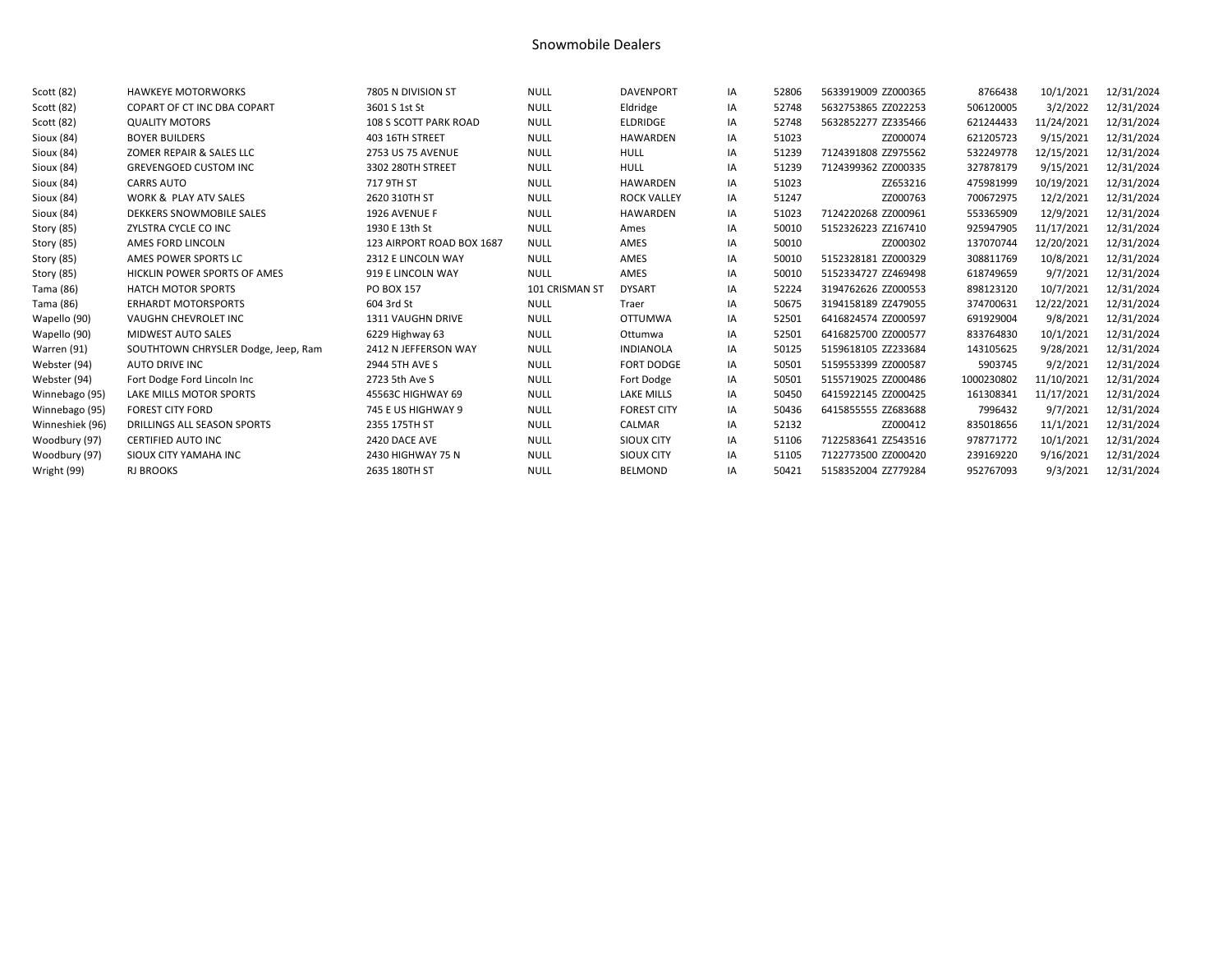# Snowmobile Dealers

| | | | | | | | | | | | |
|---|---|---|---|---|---|---|---|---|---|---|---|
| Scott (82) | HAWKEYE MOTORWORKS | 7805 N DIVISION ST | NULL | DAVENPORT | IA | 52806 | 5633919009 | ZZ000365 | 8766438 | 10/1/2021 | 12/31/2024 |
| Scott (82) | COPART OF CT INC DBA COPART | 3601 S 1st St | NULL | Eldridge | IA | 52748 | 5632753865 | ZZ022253 | 506120005 | 3/2/2022 | 12/31/2024 |
| Scott (82) | QUALITY MOTORS | 108 S SCOTT PARK ROAD | NULL | ELDRIDGE | IA | 52748 | 5632852277 | ZZ335466 | 621244433 | 11/24/2021 | 12/31/2024 |
| Sioux (84) | BOYER BUILDERS | 403 16TH STREET | NULL | HAWARDEN | IA | 51023 | | ZZ000074 | 621205723 | 9/15/2021 | 12/31/2024 |
| Sioux (84) | ZOMER REPAIR & SALES LLC | 2753 US 75 AVENUE | NULL | HULL | IA | 51239 | 7124391808 | ZZ975562 | 532249778 | 12/15/2021 | 12/31/2024 |
| Sioux (84) | GREVENGOED CUSTOM INC | 3302 280TH STREET | NULL | HULL | IA | 51239 | 7124399362 | ZZ000335 | 327878179 | 9/15/2021 | 12/31/2024 |
| Sioux (84) | CARRS AUTO | 717 9TH ST | NULL | HAWARDEN | IA | 51023 | | ZZ653216 | 475981999 | 10/19/2021 | 12/31/2024 |
| Sioux (84) | WORK & PLAY ATV SALES | 2620 310TH ST | NULL | ROCK VALLEY | IA | 51247 | | ZZ000763 | 700672975 | 12/2/2021 | 12/31/2024 |
| Sioux (84) | DEKKERS SNOWMOBILE SALES | 1926 AVENUE F | NULL | HAWARDEN | IA | 51023 | 7124220268 | ZZ000961 | 553365909 | 12/9/2021 | 12/31/2024 |
| Story (85) | ZYLSTRA CYCLE CO INC | 1930 E 13th St | NULL | Ames | IA | 50010 | 5152326223 | ZZ167410 | 925947905 | 11/17/2021 | 12/31/2024 |
| Story (85) | AMES FORD LINCOLN | 123 AIRPORT ROAD BOX 1687 | NULL | AMES | IA | 50010 | | ZZ000302 | 137070744 | 12/20/2021 | 12/31/2024 |
| Story (85) | AMES POWER SPORTS LC | 2312 E LINCOLN WAY | NULL | AMES | IA | 50010 | 5152328181 | ZZ000329 | 308811769 | 10/8/2021 | 12/31/2024 |
| Story (85) | HICKLIN POWER SPORTS OF AMES | 919 E LINCOLN WAY | NULL | AMES | IA | 50010 | 5152334727 | ZZ469498 | 618749659 | 9/7/2021 | 12/31/2024 |
| Tama (86) | HATCH MOTOR SPORTS | PO BOX 157 | 101 CRISMAN ST | DYSART | IA | 52224 | 3194762626 | ZZ000553 | 898123120 | 10/7/2021 | 12/31/2024 |
| Tama (86) | ERHARDT MOTORSPORTS | 604 3rd St | NULL | Traer | IA | 50675 | 3194158189 | ZZ479055 | 374700631 | 12/22/2021 | 12/31/2024 |
| Wapello (90) | VAUGHN CHEVROLET INC | 1311 VAUGHN DRIVE | NULL | OTTUMWA | IA | 52501 | 6416824574 | ZZ000597 | 691929004 | 9/8/2021 | 12/31/2024 |
| Wapello (90) | MIDWEST AUTO SALES | 6229 Highway 63 | NULL | Ottumwa | IA | 52501 | 6416825700 | ZZ000577 | 833764830 | 10/1/2021 | 12/31/2024 |
| Warren (91) | SOUTHTOWN CHRYSLER Dodge, Jeep, Ram | 2412 N JEFFERSON WAY | NULL | INDIANOLA | IA | 50125 | 5159618105 | ZZ233684 | 143105625 | 9/28/2021 | 12/31/2024 |
| Webster (94) | AUTO DRIVE INC | 2944 5TH AVE S | NULL | FORT DODGE | IA | 50501 | 5159553399 | ZZ000587 | 5903745 | 9/2/2021 | 12/31/2024 |
| Webster (94) | Fort Dodge Ford Lincoln Inc | 2723 5th Ave S | NULL | Fort Dodge | IA | 50501 | 5155719025 | ZZ000486 | 1000230802 | 11/10/2021 | 12/31/2024 |
| Winnebago (95) | LAKE MILLS MOTOR SPORTS | 45563C HIGHWAY 69 | NULL | LAKE MILLS | IA | 50450 | 6415922145 | ZZ000425 | 161308341 | 11/17/2021 | 12/31/2024 |
| Winnebago (95) | FOREST CITY FORD | 745 E US HIGHWAY 9 | NULL | FOREST CITY | IA | 50436 | 6415855555 | ZZ683688 | 7996432 | 9/7/2021 | 12/31/2024 |
| Winneshiek (96) | DRILLINGS ALL SEASON SPORTS | 2355 175TH ST | NULL | CALMAR | IA | 52132 | | ZZ000412 | 835018656 | 11/1/2021 | 12/31/2024 |
| Woodbury (97) | CERTIFIED AUTO INC | 2420 DACE AVE | NULL | SIOUX CITY | IA | 51106 | 7122583641 | ZZ543516 | 978771772 | 10/1/2021 | 12/31/2024 |
| Woodbury (97) | SIOUX CITY YAMAHA INC | 2430 HIGHWAY 75 N | NULL | SIOUX CITY | IA | 51105 | 7122773500 | ZZ000420 | 239169220 | 9/16/2021 | 12/31/2024 |
| Wright (99) | RJ BROOKS | 2635 180TH ST | NULL | BELMOND | IA | 50421 | 5158352004 | ZZ779284 | 952767093 | 9/3/2021 | 12/31/2024 |